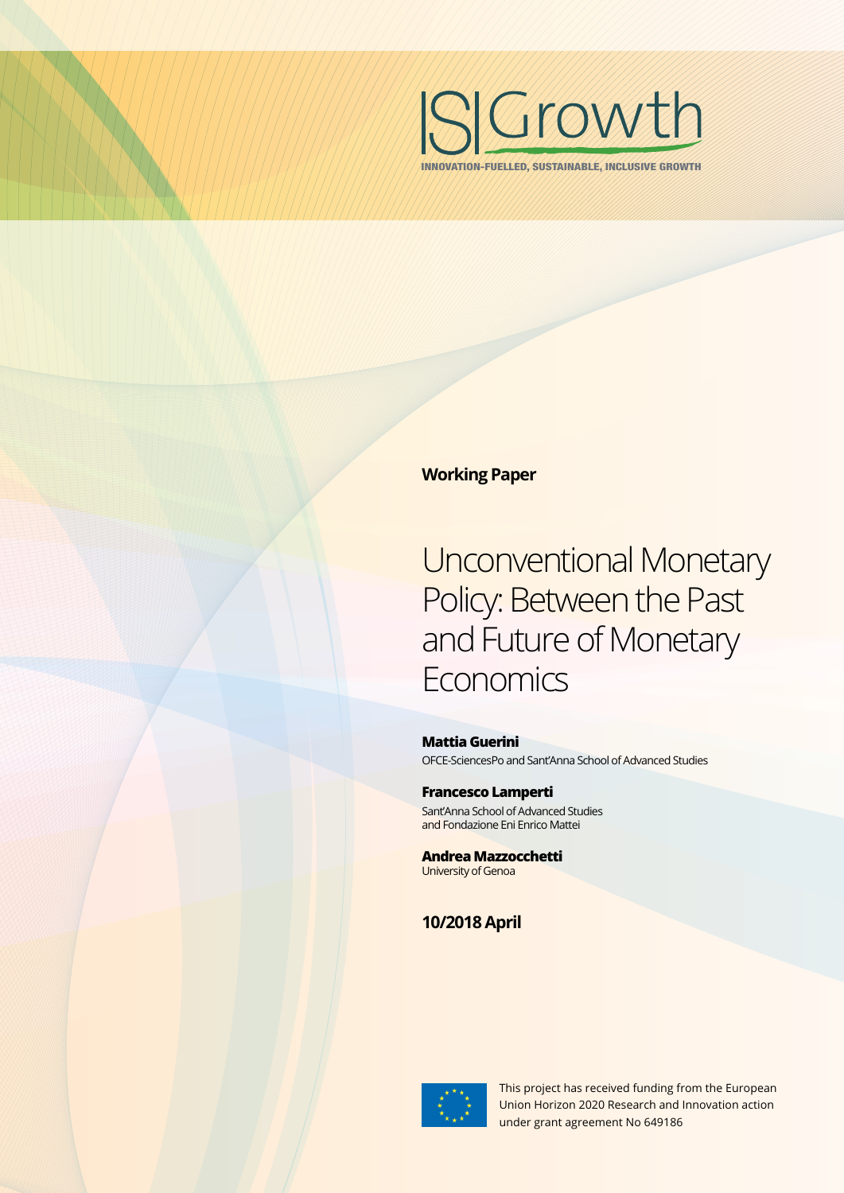ISIGrowth

INNOVATION-FUELLED, SUSTAINABLE, INCLUSIVE GROWTH

**Working Paper**

# Unconventional Monetary Policy: Between the Past and Future of Monetary Economics

**Mattia Guerini**
OFCE-SciencesPo and Sant'Anna School of Advanced Studies

**Francesco Lamperti**
Sant'Anna School of Advanced Studies and Fondazione Eni Enrico Mattei

**Andrea Mazzocchetti**
University of Genoa

**10/2018 April**

This project has received funding from the European Union Horizon 2020 Research and Innovation action under grant agreement No 649186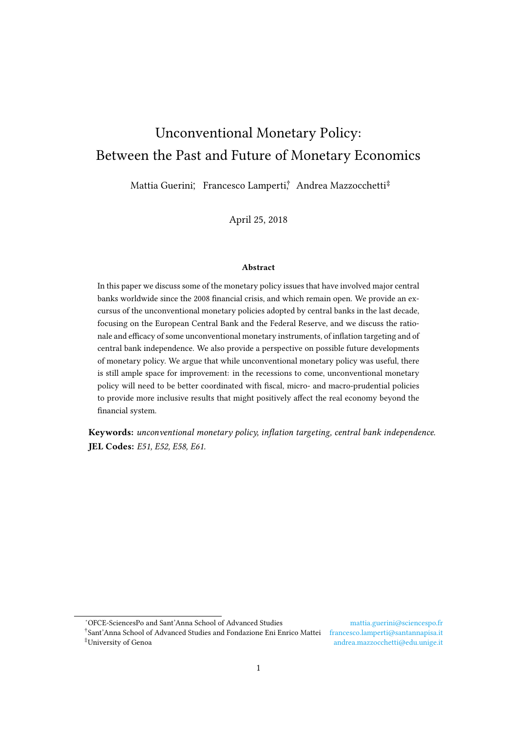# Unconventional Monetary Policy: Between the Past and Future of Monetary Economics

Mattia Guerini[*], Francesco Lamperti[†], Andrea Mazzocchetti[‡]

April 25, 2018

### Abstract

In this paper we discuss some of the monetary policy issues that have involved major central banks worldwide since the 2008 financial crisis, and which remain open. We provide an excursus of the unconventional monetary policies adopted by central banks in the last decade, focusing on the European Central Bank and the Federal Reserve, and we discuss the rationale and efficacy of some unconventional monetary instruments, of inflation targeting and of central bank independence. We also provide a perspective on possible future developments of monetary policy. We argue that while unconventional monetary policy was useful, there is still ample space for improvement: in the recessions to come, unconventional monetary policy will need to be better coordinated with fiscal, micro- and macro-prudential policies to provide more inclusive results that might positively affect the real economy beyond the financial system.

**Keywords:** *unconventional monetary policy, inflation targeting, central bank independence.*
**JEL Codes:** *E51, E52, E58, E61.*

---

[*] OFCE-SciencesPo and Sant'Anna School of Advanced Studies mattia.guerini@sciencespo.fr
[†] Sant'Anna School of Advanced Studies and Fondazione Eni Enrico Mattei francesco.lamperti@santannapisa.it
[‡] University of Genoa andrea.mazzocchetti@edu.unige.it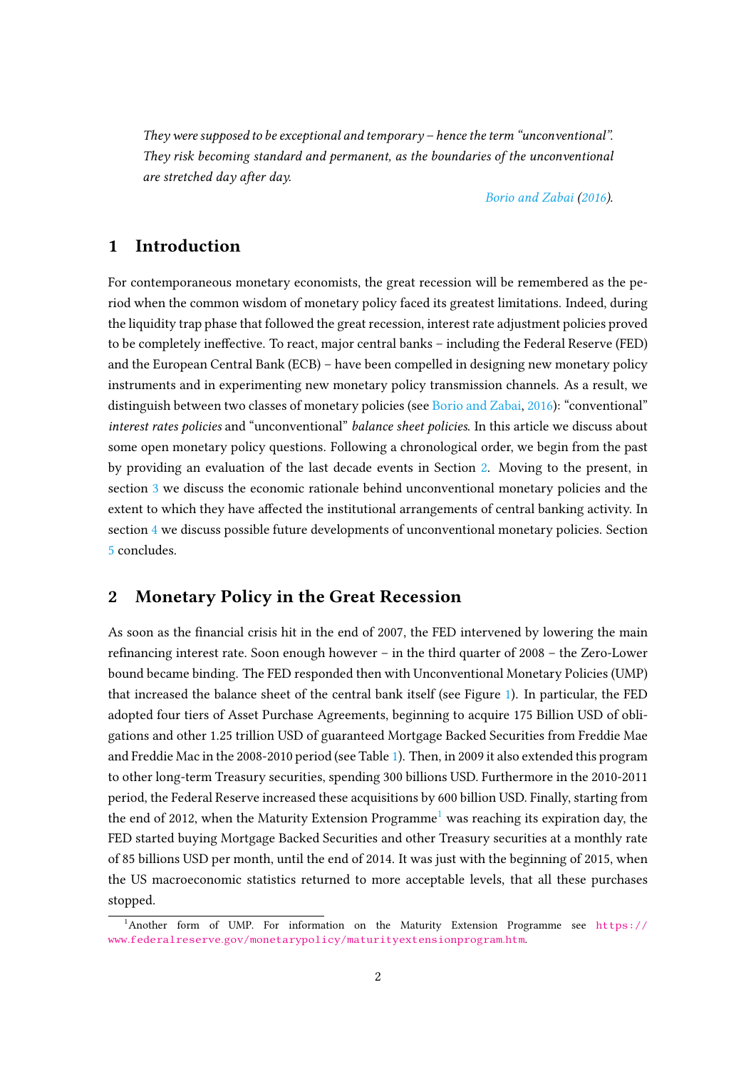> *They were supposed to be exceptional and temporary – hence the term "unconventional". They risk becoming standard and permanent, as the boundaries of the unconventional are stretched day after day.*
>
> *Borio and Zabai (2016).*

## 1 Introduction

For contemporaneous monetary economists, the great recession will be remembered as the period when the common wisdom of monetary policy faced its greatest limitations. Indeed, during the liquidity trap phase that followed the great recession, interest rate adjustment policies proved to be completely ineffective. To react, major central banks – including the Federal Reserve (FED) and the European Central Bank (ECB) – have been compelled in designing new monetary policy instruments and in experimenting new monetary policy transmission channels. As a result, we distinguish between two classes of monetary policies (see Borio and Zabai, 2016): "conventional" *interest rates policies* and "unconventional" *balance sheet policies*. In this article we discuss about some open monetary policy questions. Following a chronological order, we begin from the past by providing an evaluation of the last decade events in Section 2. Moving to the present, in section 3 we discuss the economic rationale behind unconventional monetary policies and the extent to which they have affected the institutional arrangements of central banking activity. In section 4 we discuss possible future developments of unconventional monetary policies. Section 5 concludes.

## 2 Monetary Policy in the Great Recession

As soon as the financial crisis hit in the end of 2007, the FED intervened by lowering the main refinancing interest rate. Soon enough however – in the third quarter of 2008 – the Zero-Lower bound became binding. The FED responded then with Unconventional Monetary Policies (UMP) that increased the balance sheet of the central bank itself (see Figure 1). In particular, the FED adopted four tiers of Asset Purchase Agreements, beginning to acquire 175 Billion USD of obligations and other 1.25 trillion USD of guaranteed Mortgage Backed Securities from Freddie Mae and Freddie Mac in the 2008-2010 period (see Table 1). Then, in 2009 it also extended this program to other long-term Treasury securities, spending 300 billions USD. Furthermore in the 2010-2011 period, the Federal Reserve increased these acquisitions by 600 billion USD. Finally, starting from the end of 2012, when the Maturity Extension Programme[1] was reaching its expiration day, the FED started buying Mortgage Backed Securities and other Treasury securities at a monthly rate of 85 billions USD per month, until the end of 2014. It was just with the beginning of 2015, when the US macroeconomic statistics returned to more acceptable levels, that all these purchases stopped.

[1] Another form of UMP. For information on the Maturity Extension Programme see https://www.federalreserve.gov/monetarypolicy/maturityextensionprogram.htm.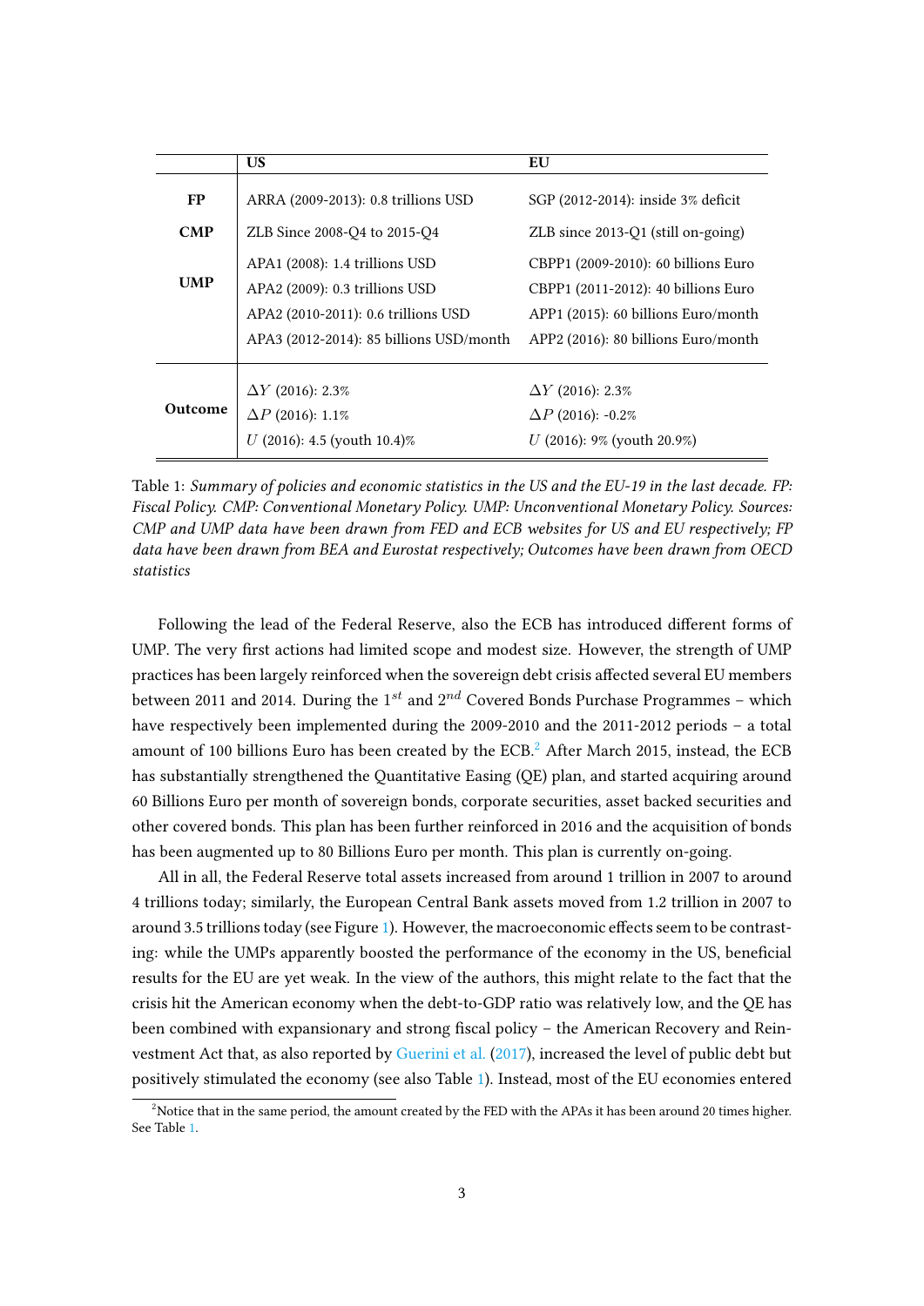| | US | EU |
|---|---|---|
| **FP** | ARRA (2009-2013): 0.8 trillions USD | SGP (2012-2014): inside 3% deficit |
| **CMP** | ZLB Since 2008-Q4 to 2015-Q4 | ZLB since 2013-Q1 (still on-going) |
| **UMP** | APA1 (2008): 1.4 trillions USD<br>APA2 (2009): 0.3 trillions USD<br>APA2 (2010-2011): 0.6 trillions USD<br>APA3 (2012-2014): 85 billions USD/month | CBPP1 (2009-2010): 60 billions Euro<br>CBPP1 (2011-2012): 40 billions Euro<br>APP1 (2015): 60 billions Euro/month<br>APP2 (2016): 80 billions Euro/month |
| **Outcome** | $\Delta Y$ (2016): 2.3%<br>$\Delta P$ (2016): 1.1%<br>$U$ (2016): 4.5 (youth 10.4)% | $\Delta Y$ (2016): 2.3%<br>$\Delta P$ (2016): -0.2%<br>$U$ (2016): 9% (youth 20.9%) |

Table 1: *Summary of policies and economic statistics in the US and the EU-19 in the last decade. FP: Fiscal Policy. CMP: Conventional Monetary Policy. UMP: Unconventional Monetary Policy. Sources: CMP and UMP data have been drawn from FED and ECB websites for US and EU respectively; FP data have been drawn from BEA and Eurostat respectively; Outcomes have been drawn from OECD statistics*

Following the lead of the Federal Reserve, also the ECB has introduced different forms of UMP. The very first actions had limited scope and modest size. However, the strength of UMP practices has been largely reinforced when the sovereign debt crisis affected several EU members between 2011 and 2014. During the $1^{st}$ and $2^{nd}$ Covered Bonds Purchase Programmes – which have respectively been implemented during the 2009-2010 and the 2011-2012 periods – a total amount of 100 billions Euro has been created by the ECB.[2] After March 2015, instead, the ECB has substantially strengthened the Quantitative Easing (QE) plan, and started acquiring around 60 Billions Euro per month of sovereign bonds, corporate securities, asset backed securities and other covered bonds. This plan has been further reinforced in 2016 and the acquisition of bonds has been augmented up to 80 Billions Euro per month. This plan is currently on-going.

All in all, the Federal Reserve total assets increased from around 1 trillion in 2007 to around 4 trillions today; similarly, the European Central Bank assets moved from 1.2 trillion in 2007 to around 3.5 trillions today (see Figure 1). However, the macroeconomic effects seem to be contrasting: while the UMPs apparently boosted the performance of the economy in the US, beneficial results for the EU are yet weak. In the view of the authors, this might relate to the fact that the crisis hit the American economy when the debt-to-GDP ratio was relatively low, and the QE has been combined with expansionary and strong fiscal policy – the American Recovery and Reinvestment Act that, as also reported by Guerini et al. (2017), increased the level of public debt but positively stimulated the economy (see also Table 1). Instead, most of the EU economies entered

[2] Notice that in the same period, the amount created by the FED with the APAs it has been around 20 times higher. See Table 1.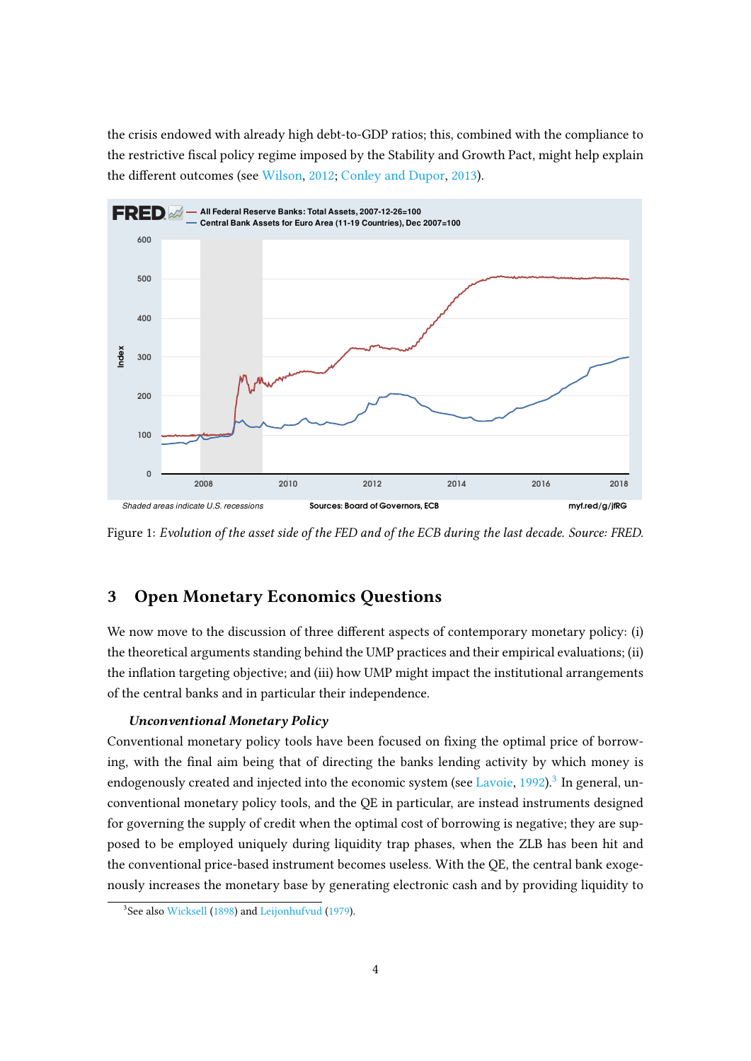the crisis endowed with already high debt-to-GDP ratios; this, combined with the compliance to the restrictive fiscal policy regime imposed by the Stability and Growth Pact, might help explain the different outcomes (see Wilson, 2012; Conley and Dupor, 2013).

Figure 1: *Evolution of the asset side of the FED and of the ECB during the last decade. Source: FRED.*

## 3 Open Monetary Economics Questions

We now move to the discussion of three different aspects of contemporary monetary policy: (i) the theoretical arguments standing behind the UMP practices and their empirical evaluations; (ii) the inflation targeting objective; and (iii) how UMP might impact the institutional arrangements of the central banks and in particular their independence.

### *Unconventional Monetary Policy*

Conventional monetary policy tools have been focused on fixing the optimal price of borrowing, with the final aim being that of directing the banks lending activity by which money is endogenously created and injected into the economic system (see Lavoie, 1992).[3] In general, unconventional monetary policy tools, and the QE in particular, are instead instruments designed for governing the supply of credit when the optimal cost of borrowing is negative; they are supposed to be employed uniquely during liquidity trap phases, when the ZLB has been hit and the conventional price-based instrument becomes useless. With the QE, the central bank exogenously increases the monetary base by generating electronic cash and by providing liquidity to

[3] See also Wicksell (1898) and Leijonhufvud (1979).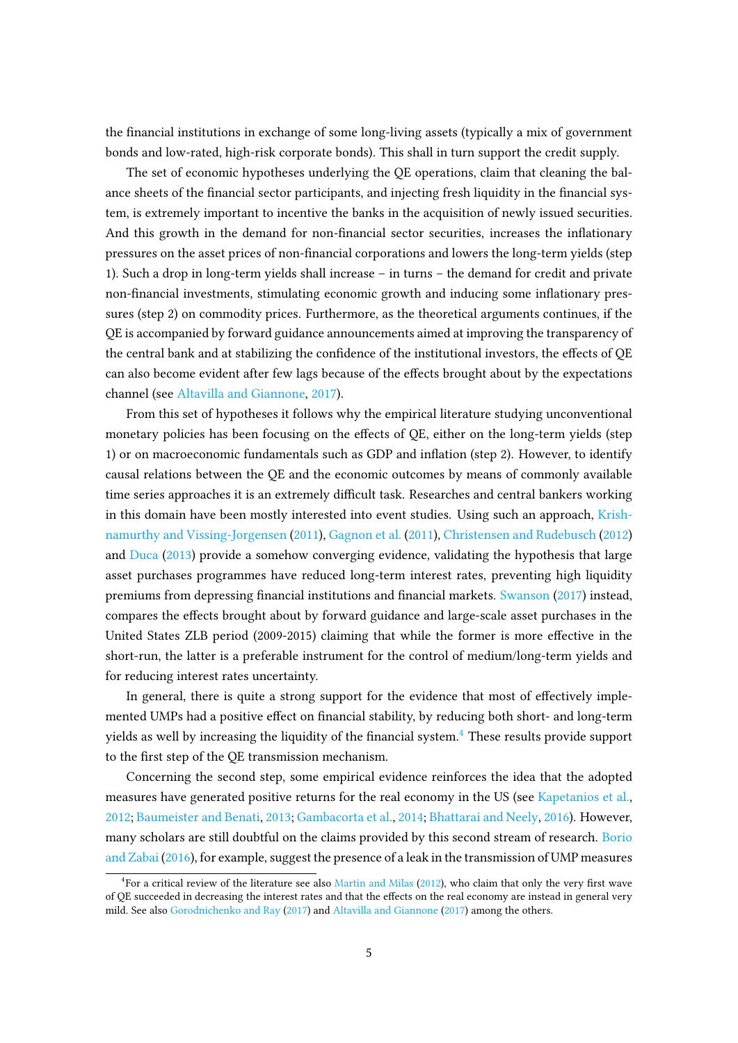the financial institutions in exchange of some long-living assets (typically a mix of government bonds and low-rated, high-risk corporate bonds). This shall in turn support the credit supply.

The set of economic hypotheses underlying the QE operations, claim that cleaning the balance sheets of the financial sector participants, and injecting fresh liquidity in the financial system, is extremely important to incentive the banks in the acquisition of newly issued securities. And this growth in the demand for non-financial sector securities, increases the inflationary pressures on the asset prices of non-financial corporations and lowers the long-term yields (step 1). Such a drop in long-term yields shall increase – in turns – the demand for credit and private non-financial investments, stimulating economic growth and inducing some inflationary pressures (step 2) on commodity prices. Furthermore, as the theoretical arguments continues, if the QE is accompanied by forward guidance announcements aimed at improving the transparency of the central bank and at stabilizing the confidence of the institutional investors, the effects of QE can also become evident after few lags because of the effects brought about by the expectations channel (see Altavilla and Giannone, 2017).

From this set of hypotheses it follows why the empirical literature studying unconventional monetary policies has been focusing on the effects of QE, either on the long-term yields (step 1) or on macroeconomic fundamentals such as GDP and inflation (step 2). However, to identify causal relations between the QE and the economic outcomes by means of commonly available time series approaches it is an extremely difficult task. Researches and central bankers working in this domain have been mostly interested into event studies. Using such an approach, Krishnamurthy and Vissing-Jorgensen (2011), Gagnon et al. (2011), Christensen and Rudebusch (2012) and Duca (2013) provide a somehow converging evidence, validating the hypothesis that large asset purchases programmes have reduced long-term interest rates, preventing high liquidity premiums from depressing financial institutions and financial markets. Swanson (2017) instead, compares the effects brought about by forward guidance and large-scale asset purchases in the United States ZLB period (2009-2015) claiming that while the former is more effective in the short-run, the latter is a preferable instrument for the control of medium/long-term yields and for reducing interest rates uncertainty.

In general, there is quite a strong support for the evidence that most of effectively implemented UMPs had a positive effect on financial stability, by reducing both short- and long-term yields as well by increasing the liquidity of the financial system.[4] These results provide support to the first step of the QE transmission mechanism.

Concerning the second step, some empirical evidence reinforces the idea that the adopted measures have generated positive returns for the real economy in the US (see Kapetanios et al., 2012; Baumeister and Benati, 2013; Gambacorta et al., 2014; Bhattarai and Neely, 2016). However, many scholars are still doubtful on the claims provided by this second stream of research. Borio and Zabai (2016), for example, suggest the presence of a leak in the transmission of UMP measures

[4]For a critical review of the literature see also Martin and Milas (2012), who claim that only the very first wave of QE succeeded in decreasing the interest rates and that the effects on the real economy are instead in general very mild. See also Gorodnichenko and Ray (2017) and Altavilla and Giannone (2017) among the others.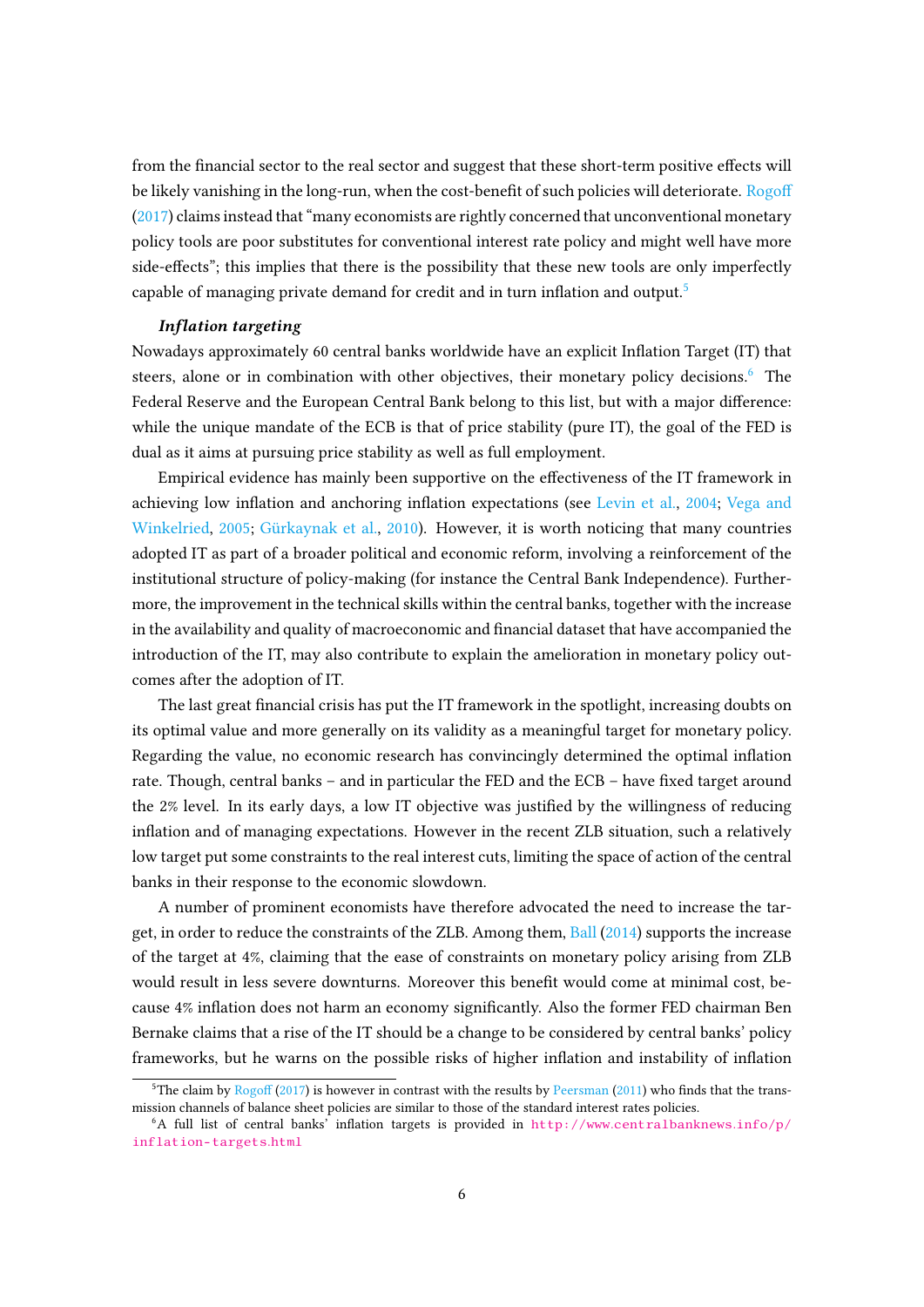from the financial sector to the real sector and suggest that these short-term positive effects will be likely vanishing in the long-run, when the cost-benefit of such policies will deteriorate. Rogoff (2017) claims instead that "many economists are rightly concerned that unconventional monetary policy tools are poor substitutes for conventional interest rate policy and might well have more side-effects"; this implies that there is the possibility that these new tools are only imperfectly capable of managing private demand for credit and in turn inflation and output.[5]

***Inflation targeting***

Nowadays approximately 60 central banks worldwide have an explicit Inflation Target (IT) that steers, alone or in combination with other objectives, their monetary policy decisions.[6] The Federal Reserve and the European Central Bank belong to this list, but with a major difference: while the unique mandate of the ECB is that of price stability (pure IT), the goal of the FED is dual as it aims at pursuing price stability as well as full employment.

Empirical evidence has mainly been supportive on the effectiveness of the IT framework in achieving low inflation and anchoring inflation expectations (see Levin et al., 2004; Vega and Winkelried, 2005; Gürkaynak et al., 2010). However, it is worth noticing that many countries adopted IT as part of a broader political and economic reform, involving a reinforcement of the institutional structure of policy-making (for instance the Central Bank Independence). Furthermore, the improvement in the technical skills within the central banks, together with the increase in the availability and quality of macroeconomic and financial dataset that have accompanied the introduction of the IT, may also contribute to explain the amelioration in monetary policy outcomes after the adoption of IT.

The last great financial crisis has put the IT framework in the spotlight, increasing doubts on its optimal value and more generally on its validity as a meaningful target for monetary policy. Regarding the value, no economic research has convincingly determined the optimal inflation rate. Though, central banks – and in particular the FED and the ECB – have fixed target around the 2% level. In its early days, a low IT objective was justified by the willingness of reducing inflation and of managing expectations. However in the recent ZLB situation, such a relatively low target put some constraints to the real interest cuts, limiting the space of action of the central banks in their response to the economic slowdown.

A number of prominent economists have therefore advocated the need to increase the target, in order to reduce the constraints of the ZLB. Among them, Ball (2014) supports the increase of the target at 4%, claiming that the ease of constraints on monetary policy arising from ZLB would result in less severe downturns. Moreover this benefit would come at minimal cost, because 4% inflation does not harm an economy significantly. Also the former FED chairman Ben Bernake claims that a rise of the IT should be a change to be considered by central banks' policy frameworks, but he warns on the possible risks of higher inflation and instability of inflation

[5] The claim by Rogoff (2017) is however in contrast with the results by Peersman (2011) who finds that the transmission channels of balance sheet policies are similar to those of the standard interest rates policies.

[6] A full list of central banks' inflation targets is provided in http://www.centralbanknews.info/p/inflation-targets.html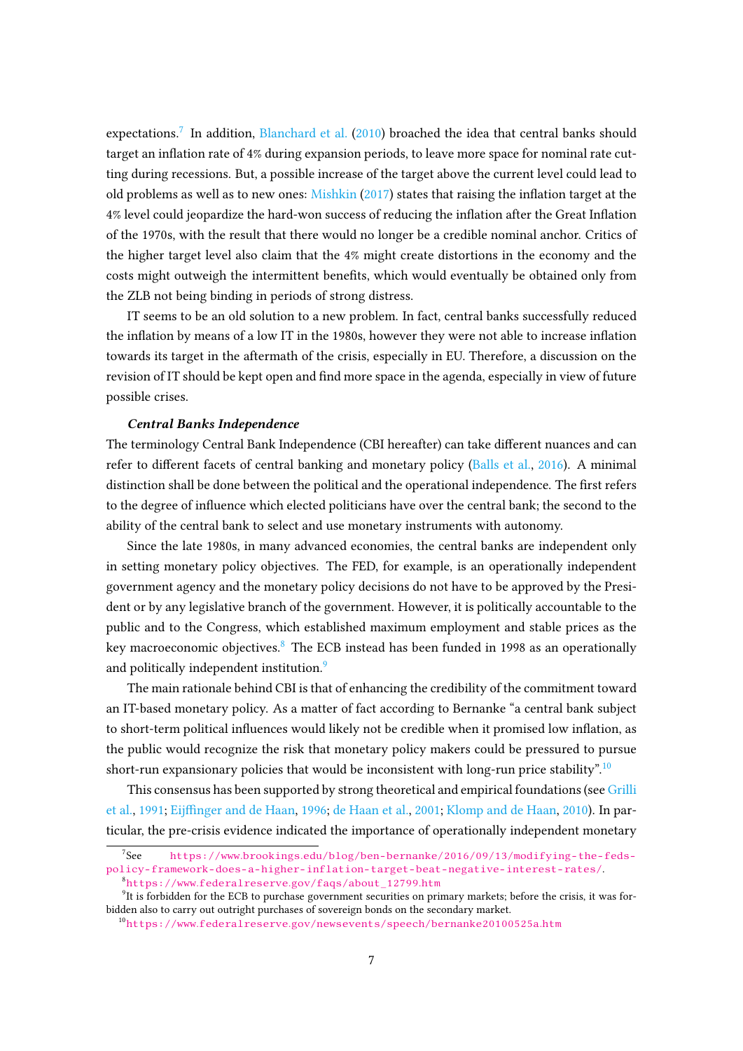expectations.[7] In addition, Blanchard et al. (2010) broached the idea that central banks should target an inflation rate of 4% during expansion periods, to leave more space for nominal rate cutting during recessions. But, a possible increase of the target above the current level could lead to old problems as well as to new ones: Mishkin (2017) states that raising the inflation target at the 4% level could jeopardize the hard-won success of reducing the inflation after the Great Inflation of the 1970s, with the result that there would no longer be a credible nominal anchor. Critics of the higher target level also claim that the 4% might create distortions in the economy and the costs might outweigh the intermittent benefits, which would eventually be obtained only from the ZLB not being binding in periods of strong distress.

IT seems to be an old solution to a new problem. In fact, central banks successfully reduced the inflation by means of a low IT in the 1980s, however they were not able to increase inflation towards its target in the aftermath of the crisis, especially in EU. Therefore, a discussion on the revision of IT should be kept open and find more space in the agenda, especially in view of future possible crises.

***Central Banks Independence***

The terminology Central Bank Independence (CBI hereafter) can take different nuances and can refer to different facets of central banking and monetary policy (Balls et al., 2016). A minimal distinction shall be done between the political and the operational independence. The first refers to the degree of influence which elected politicians have over the central bank; the second to the ability of the central bank to select and use monetary instruments with autonomy.

Since the late 1980s, in many advanced economies, the central banks are independent only in setting monetary policy objectives. The FED, for example, is an operationally independent government agency and the monetary policy decisions do not have to be approved by the President or by any legislative branch of the government. However, it is politically accountable to the public and to the Congress, which established maximum employment and stable prices as the key macroeconomic objectives.[8] The ECB instead has been funded in 1998 as an operationally and politically independent institution.[9]

The main rationale behind CBI is that of enhancing the credibility of the commitment toward an IT-based monetary policy. As a matter of fact according to Bernanke "a central bank subject to short-term political influences would likely not be credible when it promised low inflation, as the public would recognize the risk that monetary policy makers could be pressured to pursue short-run expansionary policies that would be inconsistent with long-run price stability".[10]

This consensus has been supported by strong theoretical and empirical foundations (see Grilli et al., 1991; Eijffinger and de Haan, 1996; de Haan et al., 2001; Klomp and de Haan, 2010). In particular, the pre-crisis evidence indicated the importance of operationally independent monetary

---

[7] See https://www.brookings.edu/blog/ben-bernanke/2016/09/13/modifying-the-feds-policy-framework-does-a-higher-inflation-target-beat-negative-interest-rates/.

[8] https://www.federalreserve.gov/faqs/about_12799.htm

[9] It is forbidden for the ECB to purchase government securities on primary markets; before the crisis, it was forbidden also to carry out outright purchases of sovereign bonds on the secondary market.

[10] https://www.federalreserve.gov/newsevents/speech/bernanke20100525a.htm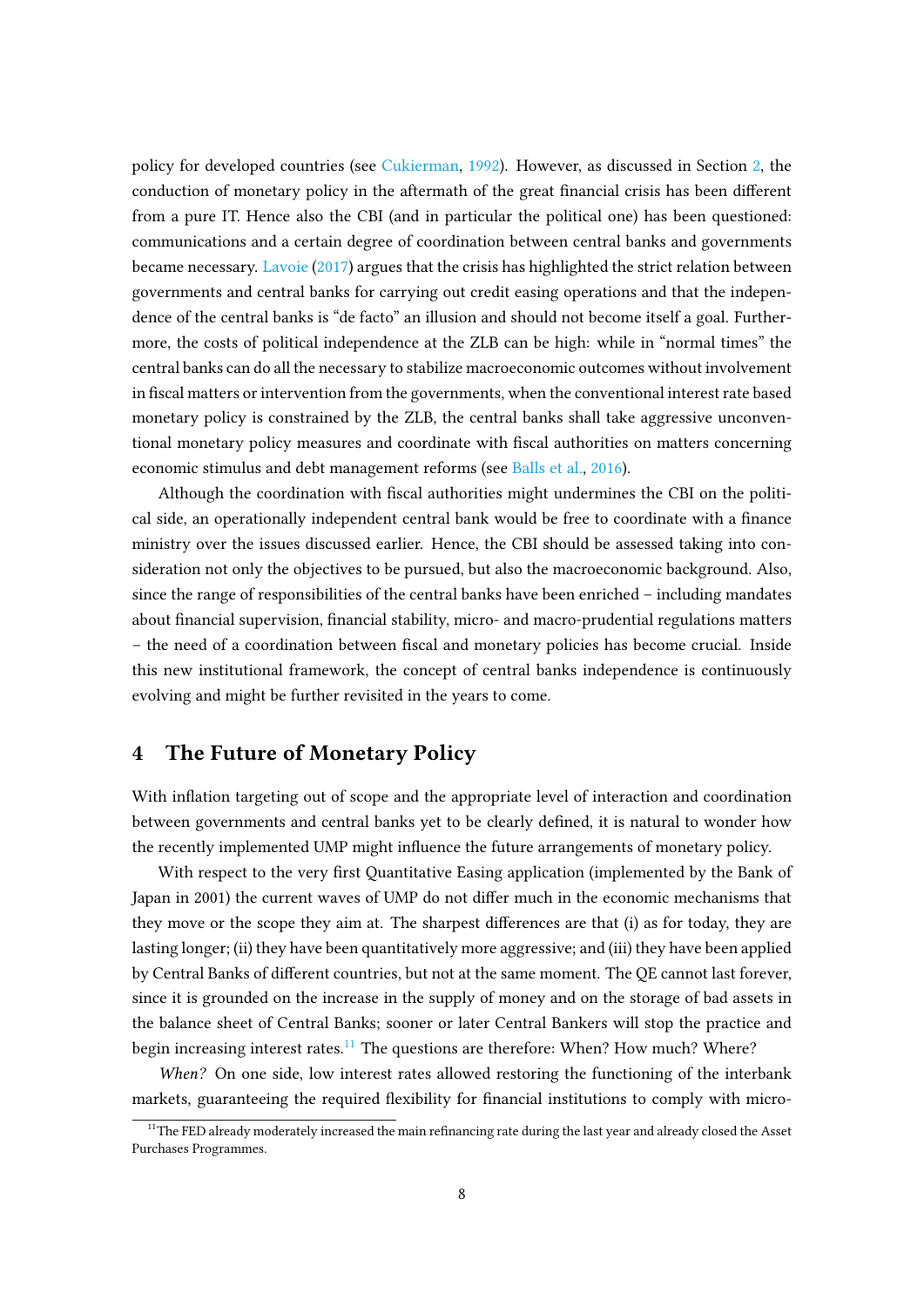policy for developed countries (see Cukierman, 1992). However, as discussed in Section 2, the conduction of monetary policy in the aftermath of the great financial crisis has been different from a pure IT. Hence also the CBI (and in particular the political one) has been questioned: communications and a certain degree of coordination between central banks and governments became necessary. Lavoie (2017) argues that the crisis has highlighted the strict relation between governments and central banks for carrying out credit easing operations and that the independence of the central banks is "de facto" an illusion and should not become itself a goal. Furthermore, the costs of political independence at the ZLB can be high: while in "normal times" the central banks can do all the necessary to stabilize macroeconomic outcomes without involvement in fiscal matters or intervention from the governments, when the conventional interest rate based monetary policy is constrained by the ZLB, the central banks shall take aggressive unconventional monetary policy measures and coordinate with fiscal authorities on matters concerning economic stimulus and debt management reforms (see Balls et al., 2016).

Although the coordination with fiscal authorities might undermines the CBI on the political side, an operationally independent central bank would be free to coordinate with a finance ministry over the issues discussed earlier. Hence, the CBI should be assessed taking into consideration not only the objectives to be pursued, but also the macroeconomic background. Also, since the range of responsibilities of the central banks have been enriched – including mandates about financial supervision, financial stability, micro- and macro-prudential regulations matters – the need of a coordination between fiscal and monetary policies has become crucial. Inside this new institutional framework, the concept of central banks independence is continuously evolving and might be further revisited in the years to come.

## 4 The Future of Monetary Policy

With inflation targeting out of scope and the appropriate level of interaction and coordination between governments and central banks yet to be clearly defined, it is natural to wonder how the recently implemented UMP might influence the future arrangements of monetary policy.

With respect to the very first Quantitative Easing application (implemented by the Bank of Japan in 2001) the current waves of UMP do not differ much in the economic mechanisms that they move or the scope they aim at. The sharpest differences are that (i) as for today, they are lasting longer; (ii) they have been quantitatively more aggressive; and (iii) they have been applied by Central Banks of different countries, but not at the same moment. The QE cannot last forever, since it is grounded on the increase in the supply of money and on the storage of bad assets in the balance sheet of Central Banks; sooner or later Central Bankers will stop the practice and begin increasing interest rates.[11] The questions are therefore: When? How much? Where?

*When?* On one side, low interest rates allowed restoring the functioning of the interbank markets, guaranteeing the required flexibility for financial institutions to comply with micro-

[11] The FED already moderately increased the main refinancing rate during the last year and already closed the Asset Purchases Programmes.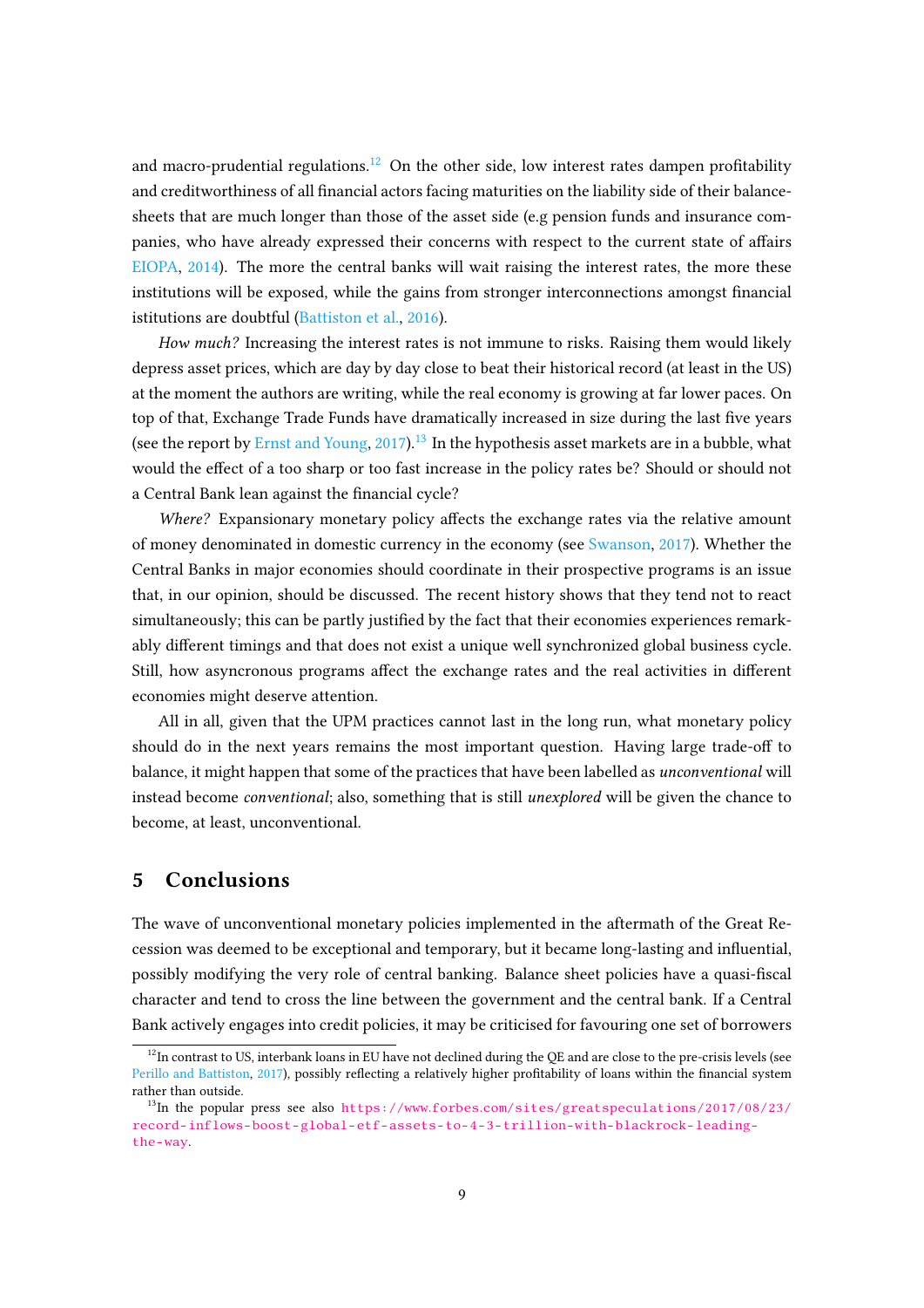and macro-prudential regulations.[12] On the other side, low interest rates dampen profitability and creditworthiness of all financial actors facing maturities on the liability side of their balance-sheets that are much longer than those of the asset side (e.g pension funds and insurance companies, who have already expressed their concerns with respect to the current state of affairs EIOPA, 2014). The more the central banks will wait raising the interest rates, the more these institutions will be exposed, while the gains from stronger interconnections amongst financial istitutions are doubtful (Battiston et al., 2016).

*How much?* Increasing the interest rates is not immune to risks. Raising them would likely depress asset prices, which are day by day close to beat their historical record (at least in the US) at the moment the authors are writing, while the real economy is growing at far lower paces. On top of that, Exchange Trade Funds have dramatically increased in size during the last five years (see the report by Ernst and Young, 2017).[13] In the hypothesis asset markets are in a bubble, what would the effect of a too sharp or too fast increase in the policy rates be? Should or should not a Central Bank lean against the financial cycle?

*Where?* Expansionary monetary policy affects the exchange rates via the relative amount of money denominated in domestic currency in the economy (see Swanson, 2017). Whether the Central Banks in major economies should coordinate in their prospective programs is an issue that, in our opinion, should be discussed. The recent history shows that they tend not to react simultaneously; this can be partly justified by the fact that their economies experiences remarkably different timings and that does not exist a unique well synchronized global business cycle. Still, how asyncronous programs affect the exchange rates and the real activities in different economies might deserve attention.

All in all, given that the UPM practices cannot last in the long run, what monetary policy should do in the next years remains the most important question. Having large trade-off to balance, it might happen that some of the practices that have been labelled as *unconventional* will instead become *conventional*; also, something that is still *unexplored* will be given the chance to become, at least, unconventional.

## 5 Conclusions

The wave of unconventional monetary policies implemented in the aftermath of the Great Recession was deemed to be exceptional and temporary, but it became long-lasting and influential, possibly modifying the very role of central banking. Balance sheet policies have a quasi-fiscal character and tend to cross the line between the government and the central bank. If a Central Bank actively engages into credit policies, it may be criticised for favouring one set of borrowers

[12] In contrast to US, interbank loans in EU have not declined during the QE and are close to the pre-crisis levels (see Perillo and Battiston, 2017), possibly reflecting a relatively higher profitability of loans within the financial system rather than outside.

[13] In the popular press see also https://www.forbes.com/sites/greatspeculations/2017/08/23/record-inflows-boost-global-etf-assets-to-4-3-trillion-with-blackrock-leading-the-way.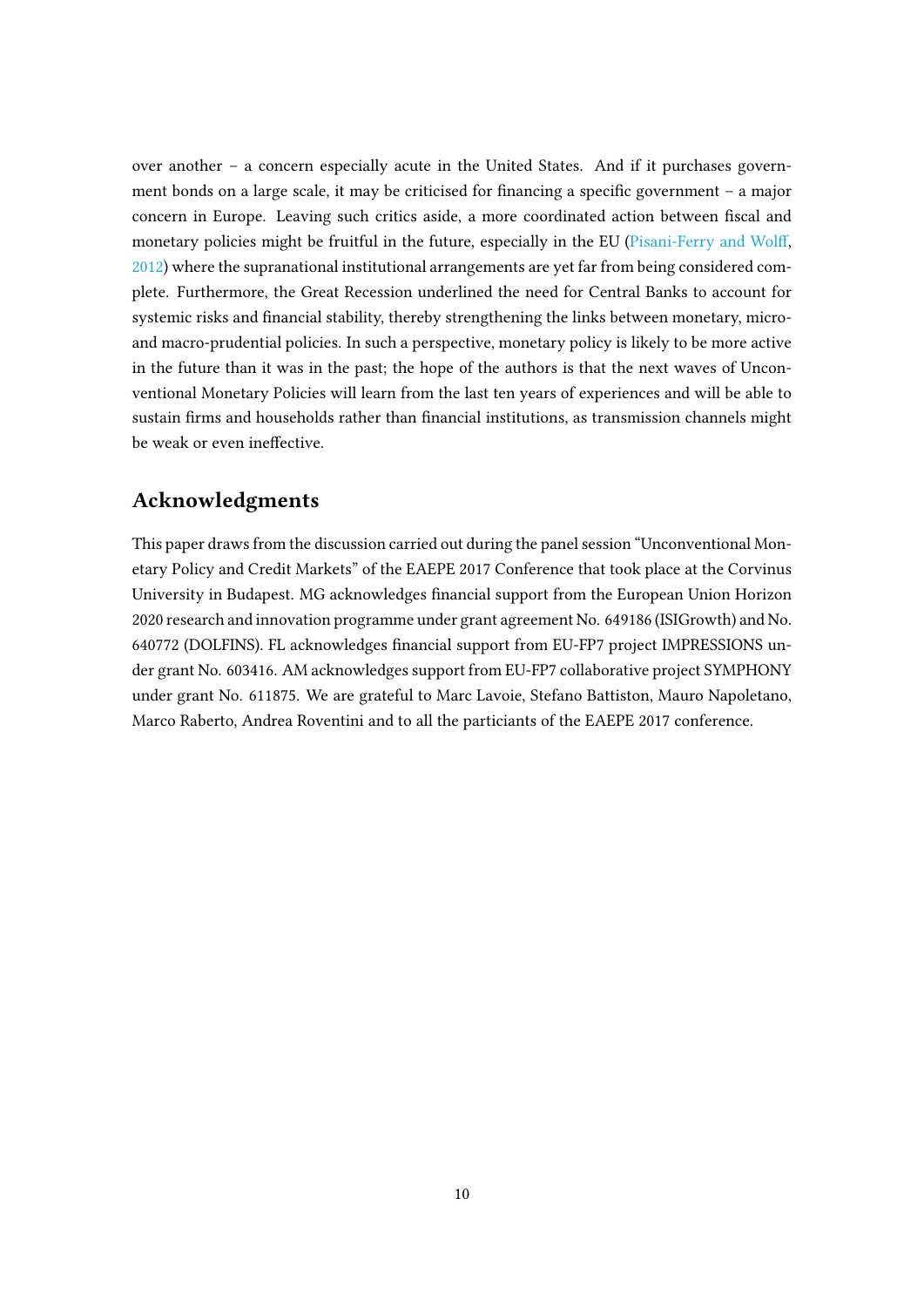over another – a concern especially acute in the United States. And if it purchases government bonds on a large scale, it may be criticised for financing a specific government – a major concern in Europe. Leaving such critics aside, a more coordinated action between fiscal and monetary policies might be fruitful in the future, especially in the EU (Pisani-Ferry and Wolff, 2012) where the supranational institutional arrangements are yet far from being considered complete. Furthermore, the Great Recession underlined the need for Central Banks to account for systemic risks and financial stability, thereby strengthening the links between monetary, micro- and macro-prudential policies. In such a perspective, monetary policy is likely to be more active in the future than it was in the past; the hope of the authors is that the next waves of Unconventional Monetary Policies will learn from the last ten years of experiences and will be able to sustain firms and households rather than financial institutions, as transmission channels might be weak or even ineffective.

## Acknowledgments

This paper draws from the discussion carried out during the panel session "Unconventional Monetary Policy and Credit Markets" of the EAEPE 2017 Conference that took place at the Corvinus University in Budapest. MG acknowledges financial support from the European Union Horizon 2020 research and innovation programme under grant agreement No. 649186 (ISIGrowth) and No. 640772 (DOLFINS). FL acknowledges financial support from EU-FP7 project IMPRESSIONS under grant No. 603416. AM acknowledges support from EU-FP7 collaborative project SYMPHONY under grant No. 611875. We are grateful to Marc Lavoie, Stefano Battiston, Mauro Napoletano, Marco Raberto, Andrea Roventini and to all the particiants of the EAEPE 2017 conference.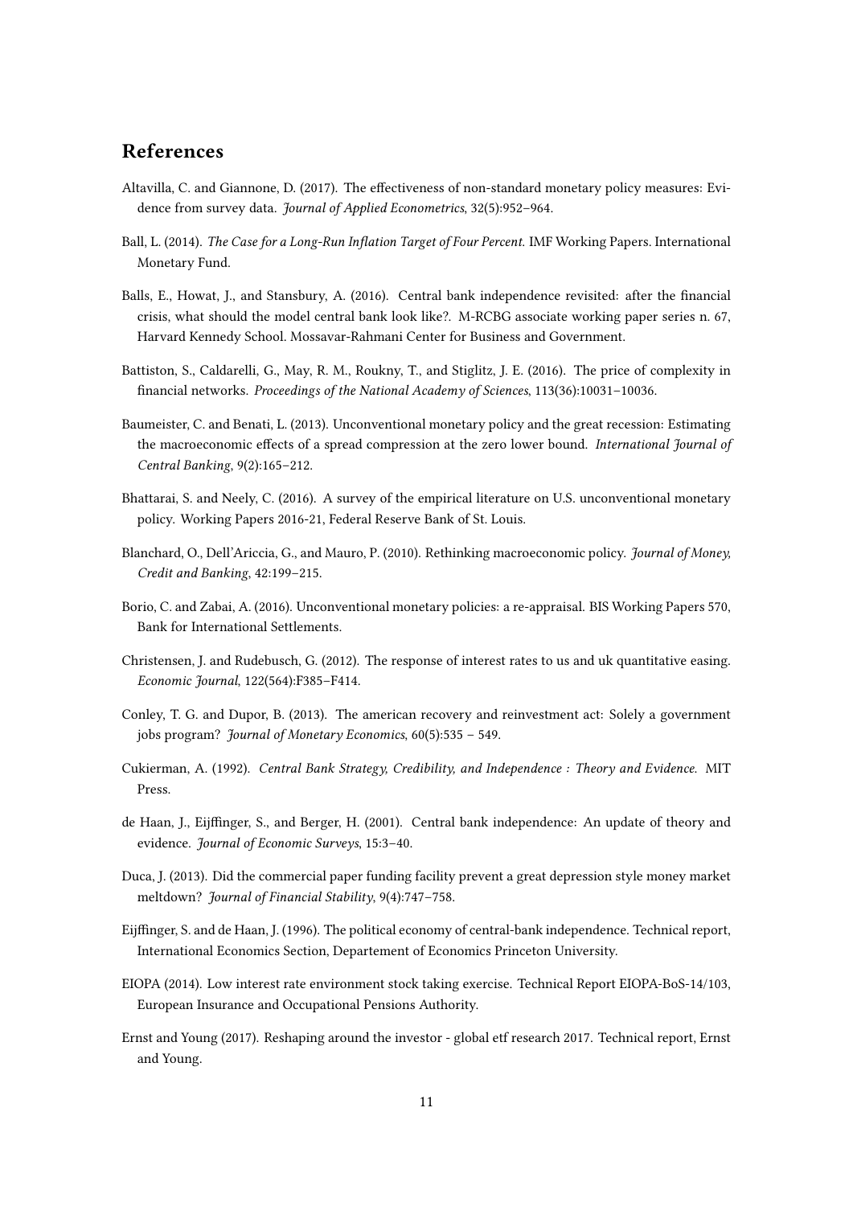## References

Altavilla, C. and Giannone, D. (2017). The effectiveness of non-standard monetary policy measures: Evidence from survey data. *Journal of Applied Econometrics*, 32(5):952–964.

Ball, L. (2014). *The Case for a Long-Run Inflation Target of Four Percent*. IMF Working Papers. International Monetary Fund.

Balls, E., Howat, J., and Stansbury, A. (2016). Central bank independence revisited: after the financial crisis, what should the model central bank look like?. M-RCBG associate working paper series n. 67, Harvard Kennedy School. Mossavar-Rahmani Center for Business and Government.

Battiston, S., Caldarelli, G., May, R. M., Roukny, T., and Stiglitz, J. E. (2016). The price of complexity in financial networks. *Proceedings of the National Academy of Sciences*, 113(36):10031–10036.

Baumeister, C. and Benati, L. (2013). Unconventional monetary policy and the great recession: Estimating the macroeconomic effects of a spread compression at the zero lower bound. *International Journal of Central Banking*, 9(2):165–212.

Bhattarai, S. and Neely, C. (2016). A survey of the empirical literature on U.S. unconventional monetary policy. Working Papers 2016-21, Federal Reserve Bank of St. Louis.

Blanchard, O., Dell'Ariccia, G., and Mauro, P. (2010). Rethinking macroeconomic policy. *Journal of Money, Credit and Banking*, 42:199–215.

Borio, C. and Zabai, A. (2016). Unconventional monetary policies: a re-appraisal. BIS Working Papers 570, Bank for International Settlements.

Christensen, J. and Rudebusch, G. (2012). The response of interest rates to us and uk quantitative easing. *Economic Journal*, 122(564):F385–F414.

Conley, T. G. and Dupor, B. (2013). The american recovery and reinvestment act: Solely a government jobs program? *Journal of Monetary Economics*, 60(5):535 – 549.

Cukierman, A. (1992). *Central Bank Strategy, Credibility, and Independence : Theory and Evidence*. MIT Press.

de Haan, J., Eijffinger, S., and Berger, H. (2001). Central bank independence: An update of theory and evidence. *Journal of Economic Surveys*, 15:3–40.

Duca, J. (2013). Did the commercial paper funding facility prevent a great depression style money market meltdown? *Journal of Financial Stability*, 9(4):747–758.

Eijffinger, S. and de Haan, J. (1996). The political economy of central-bank independence. Technical report, International Economics Section, Departement of Economics Princeton University.

EIOPA (2014). Low interest rate environment stock taking exercise. Technical Report EIOPA-BoS-14/103, European Insurance and Occupational Pensions Authority.

Ernst and Young (2017). Reshaping around the investor - global etf research 2017. Technical report, Ernst and Young.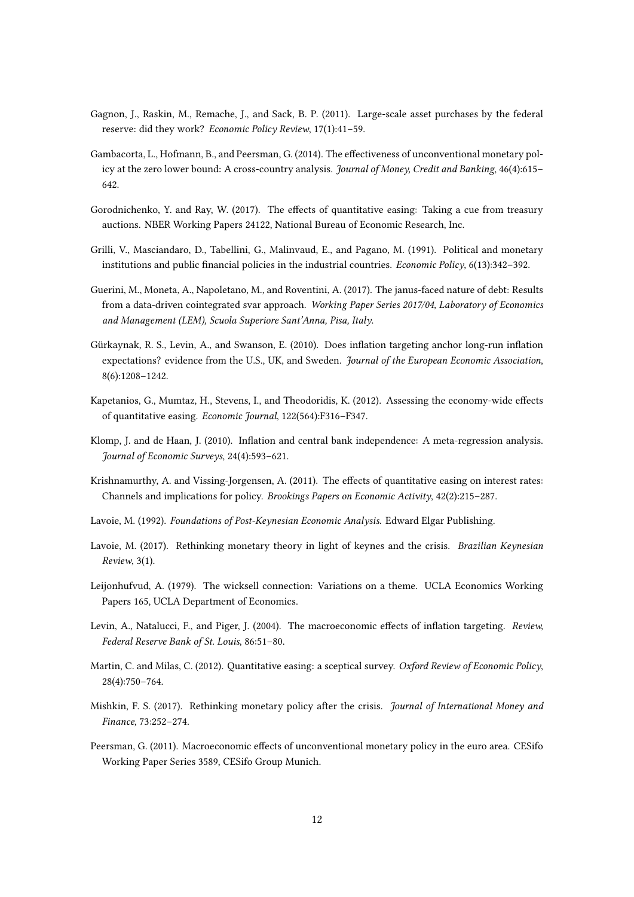Gagnon, J., Raskin, M., Remache, J., and Sack, B. P. (2011). Large-scale asset purchases by the federal reserve: did they work? *Economic Policy Review*, 17(1):41–59.

Gambacorta, L., Hofmann, B., and Peersman, G. (2014). The effectiveness of unconventional monetary policy at the zero lower bound: A cross-country analysis. *Journal of Money, Credit and Banking*, 46(4):615–642.

Gorodnichenko, Y. and Ray, W. (2017). The effects of quantitative easing: Taking a cue from treasury auctions. NBER Working Papers 24122, National Bureau of Economic Research, Inc.

Grilli, V., Masciandaro, D., Tabellini, G., Malinvaud, E., and Pagano, M. (1991). Political and monetary institutions and public financial policies in the industrial countries. *Economic Policy*, 6(13):342–392.

Guerini, M., Moneta, A., Napoletano, M., and Roventini, A. (2017). The janus-faced nature of debt: Results from a data-driven cointegrated svar approach. *Working Paper Series 2017/04, Laboratory of Economics and Management (LEM), Scuola Superiore Sant'Anna, Pisa, Italy.*

Gürkaynak, R. S., Levin, A., and Swanson, E. (2010). Does inflation targeting anchor long-run inflation expectations? evidence from the U.S., UK, and Sweden. *Journal of the European Economic Association*, 8(6):1208–1242.

Kapetanios, G., Mumtaz, H., Stevens, I., and Theodoridis, K. (2012). Assessing the economy-wide effects of quantitative easing. *Economic Journal*, 122(564):F316–F347.

Klomp, J. and de Haan, J. (2010). Inflation and central bank independence: A meta-regression analysis. *Journal of Economic Surveys*, 24(4):593–621.

Krishnamurthy, A. and Vissing-Jorgensen, A. (2011). The effects of quantitative easing on interest rates: Channels and implications for policy. *Brookings Papers on Economic Activity*, 42(2):215–287.

Lavoie, M. (1992). *Foundations of Post-Keynesian Economic Analysis*. Edward Elgar Publishing.

Lavoie, M. (2017). Rethinking monetary theory in light of keynes and the crisis. *Brazilian Keynesian Review*, 3(1).

Leijonhufvud, A. (1979). The wicksell connection: Variations on a theme. UCLA Economics Working Papers 165, UCLA Department of Economics.

Levin, A., Natalucci, F., and Piger, J. (2004). The macroeconomic effects of inflation targeting. *Review, Federal Reserve Bank of St. Louis*, 86:51–80.

Martin, C. and Milas, C. (2012). Quantitative easing: a sceptical survey. *Oxford Review of Economic Policy*, 28(4):750–764.

Mishkin, F. S. (2017). Rethinking monetary policy after the crisis. *Journal of International Money and Finance*, 73:252–274.

Peersman, G. (2011). Macroeconomic effects of unconventional monetary policy in the euro area. CESifo Working Paper Series 3589, CESifo Group Munich.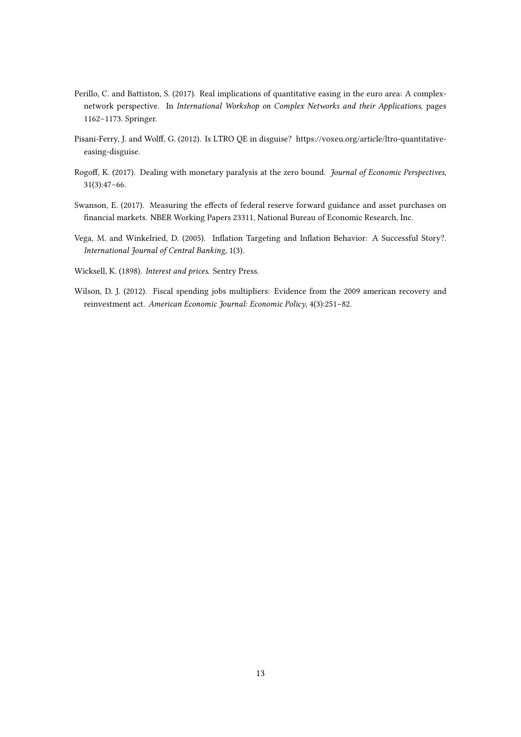Perillo, C. and Battiston, S. (2017). Real implications of quantitative easing in the euro area: A complex-network perspective. In *International Workshop on Complex Networks and their Applications*, pages 1162–1173. Springer.

Pisani-Ferry, J. and Wolff, G. (2012). Is LTRO QE in disguise? https://voxeu.org/article/ltro-quantitative-easing-disguise.

Rogoff, K. (2017). Dealing with monetary paralysis at the zero bound. *Journal of Economic Perspectives*, 31(3):47–66.

Swanson, E. (2017). Measuring the effects of federal reserve forward guidance and asset purchases on financial markets. NBER Working Papers 23311, National Bureau of Economic Research, Inc.

Vega, M. and Winkelried, D. (2005). Inflation Targeting and Inflation Behavior: A Successful Story?. *International Journal of Central Banking*, 1(3).

Wicksell, K. (1898). *Interest and prices*. Sentry Press.

Wilson, D. J. (2012). Fiscal spending jobs multipliers: Evidence from the 2009 american recovery and reinvestment act. *American Economic Journal: Economic Policy*, 4(3):251–82.